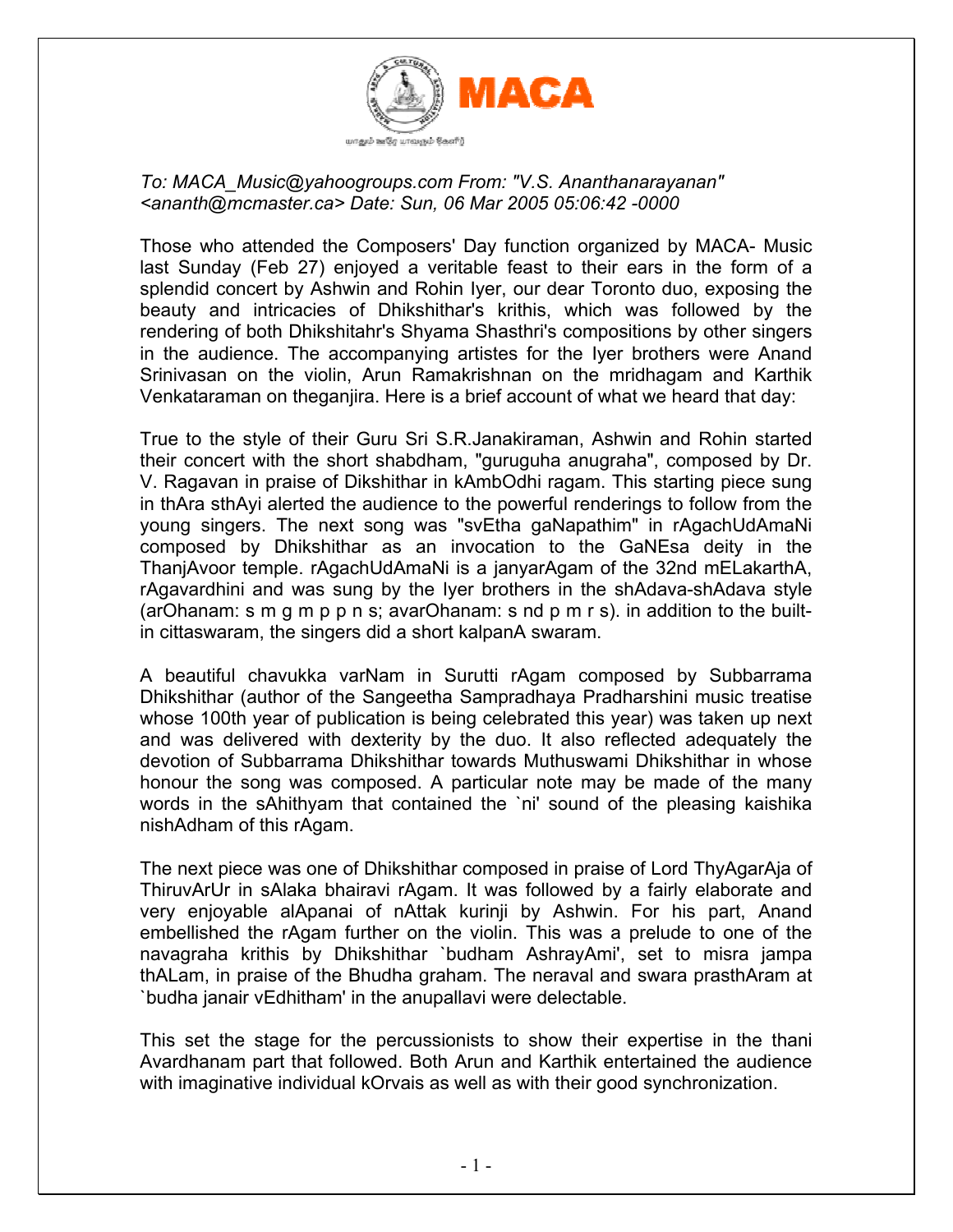MACA

*To: MACA_Music@yahoogroups.com From: "V.S. Ananthanarayanan" <ananth@mcmaster.ca> Date: Sun, 06 Mar 2005 05:06:42 -0000*

Those who attended the Composers' Day function organized by MACA- Music last Sunday (Feb 27) enjoyed a veritable feast to their ears in the form of a splendid concert by Ashwin and Rohin Iyer, our dear Toronto duo, exposing the beauty and intricacies of Dhikshithar's krithis, which was followed by the rendering of both Dhikshitahr's Shyama Shasthri's compositions by other singers in the audience. The accompanying artistes for the Iyer brothers were Anand Srinivasan on the violin, Arun Ramakrishnan on the mridhagam and Karthik Venkataraman on theganjira. Here is a brief account of what we heard that day:

True to the style of their Guru Sri S.R.Janakiraman, Ashwin and Rohin started their concert with the short shabdham, "guruguha anugraha", composed by Dr. V. Ragavan in praise of Dikshithar in kAmbOdhi ragam. This starting piece sung in thAra sthAyi alerted the audience to the powerful renderings to follow from the young singers. The next song was "svEtha gaNapathim" in rAgachUdAmaNi composed by Dhikshithar as an invocation to the GaNEsa deity in the ThanjAvoor temple. rAgachUdAmaNi is a janyarAgam of the 32nd mELakarthA, rAgavardhini and was sung by the Iyer brothers in the shAdava-shAdava style (arOhanam: s m g m p p n s; avarOhanam: s nd p m r s). in addition to the built-in cittaswaram, the singers did a short kalpanA swaram.

A beautiful chavukka varNam in Surutti rAgam composed by Subbarrama Dhikshithar (author of the Sangeetha Sampradhaya Pradharshini music treatise whose 100th year of publication is being celebrated this year) was taken up next and was delivered with dexterity by the duo. It also reflected adequately the devotion of Subbarrama Dhikshithar towards Muthuswami Dhikshithar in whose honour the song was composed. A particular note may be made of the many words in the sAhithyam that contained the `ni' sound of the pleasing kaishika nishAdham of this rAgam.

The next piece was one of Dhikshithar composed in praise of Lord ThyAgarAja of ThiruvArUr in sAlaka bhairavi rAgam. It was followed by a fairly elaborate and very enjoyable alApanai of nAttak kurinji by Ashwin. For his part, Anand embellished the rAgam further on the violin. This was a prelude to one of the navagraha krithis by Dhikshithar `budham AshrayAmi', set to misra jampa thALam, in praise of the Bhudha graham. The neraval and swara prasthAram at `budha janair vEdhitham' in the anupallavi were delectable.

This set the stage for the percussionists to show their expertise in the thani Avardhanam part that followed. Both Arun and Karthik entertained the audience with imaginative individual kOrvais as well as with their good synchronization.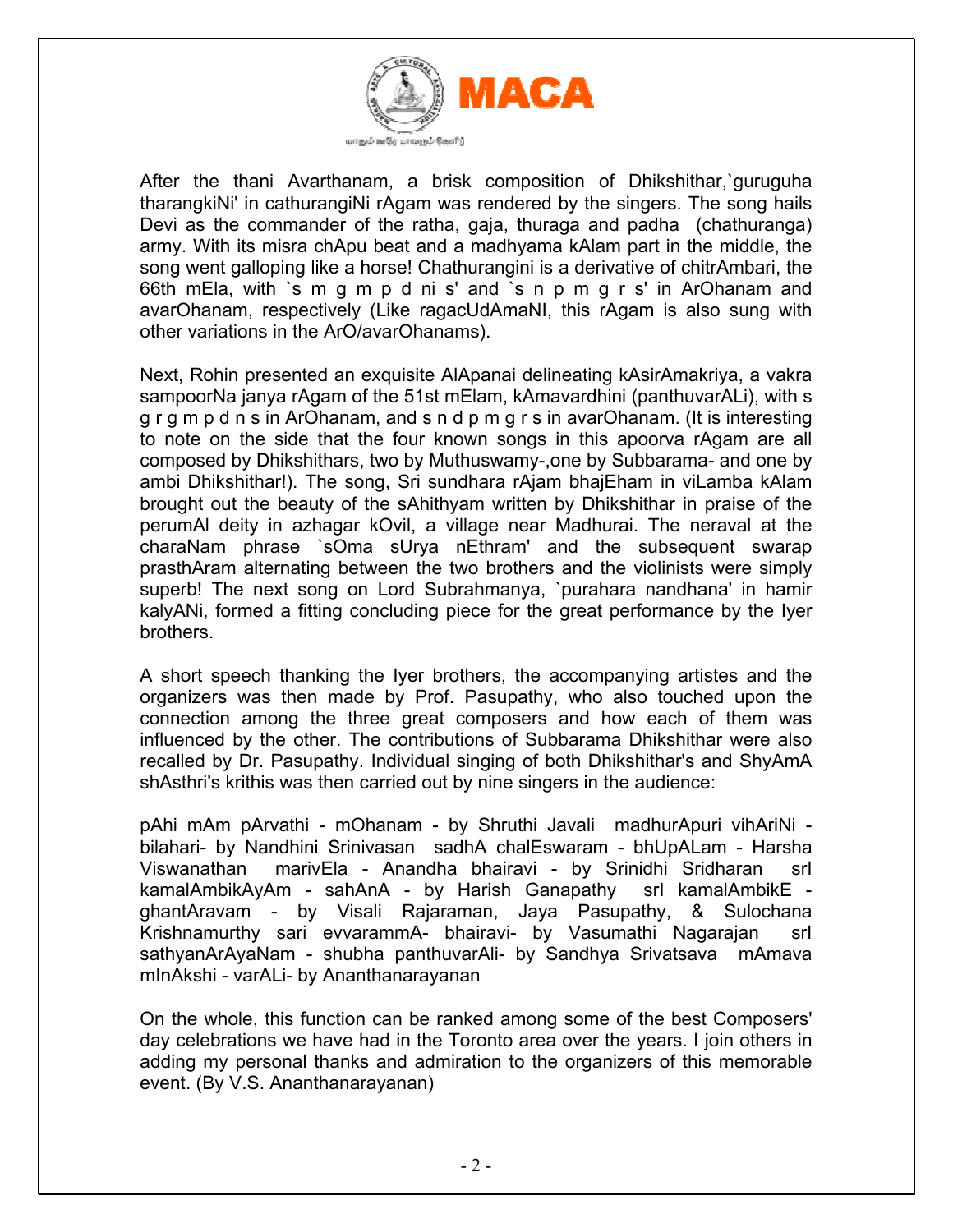After the thani Avarthanam, a brisk composition of Dhikshithar,`guruguha tharangkiNi' in cathurangiNi rAgam was rendered by the singers. The song hails Devi as the commander of the ratha, gaja, thuraga and padha (chathuranga) army. With its misra chApu beat and a madhyama kAlam part in the middle, the song went galloping like a horse! Chathurangini is a derivative of chitrAmbari, the 66th mEla, with `s m g m p d ni s' and `s n p m g r s' in ArOhanam and avarOhanam, respectively (Like ragacUdAmaNI, this rAgam is also sung with other variations in the ArO/avarOhanams).

Next, Rohin presented an exquisite AlApanai delineating kAsirAmakriya, a vakra sampoorNa janya rAgam of the 51st mElam, kAmavardhini (panthuvarALi), with s g r g m p d n s in ArOhanam, and s n d p m g r s in avarOhanam. (It is interesting to note on the side that the four known songs in this apoorva rAgam are all composed by Dhikshithars, two by Muthuswamy-,one by Subbarama- and one by ambi Dhikshithar!). The song, Sri sundhara rAjam bhajEham in viLamba kAlam brought out the beauty of the sAhithyam written by Dhikshithar in praise of the perumAl deity in azhagar kOvil, a village near Madhurai. The neraval at the charaNam phrase `sOma sUrya nEthram' and the subsequent swarap prasthAram alternating between the two brothers and the violinists were simply superb! The next song on Lord Subrahmanya, `purahara nandhana' in hamir kalyANi, formed a fitting concluding piece for the great performance by the Iyer brothers.

A short speech thanking the Iyer brothers, the accompanying artistes and the organizers was then made by Prof. Pasupathy, who also touched upon the connection among the three great composers and how each of them was influenced by the other. The contributions of Subbarama Dhikshithar were also recalled by Dr. Pasupathy. Individual singing of both Dhikshithar's and ShyAmA shAsthri's krithis was then carried out by nine singers in the audience:

pAhi mAm pArvathi - mOhanam - by Shruthi Javali madhurApuri vihAriNi - bilahari- by Nandhini Srinivasan sadhA chalEswaram - bhUpALam - Harsha Viswanathan marivEla - Anandha bhairavi - by Srinidhi Sridharan srI kamalAmbikAyAm - sahAnA - by Harish Ganapathy srI kamalAmbikE - ghantAravam - by Visali Rajaraman, Jaya Pasupathy, & Sulochana Krishnamurthy sari evvarammA- bhairavi- by Vasumathi Nagarajan srI sathyanArAyaNam - shubha panthuvarAli- by Sandhya Srivatsava mAmava mInAkshi - varALi- by Ananthanarayanan

On the whole, this function can be ranked among some of the best Composers' day celebrations we have had in the Toronto area over the years. I join others in adding my personal thanks and admiration to the organizers of this memorable event. (By V.S. Ananthanarayanan)